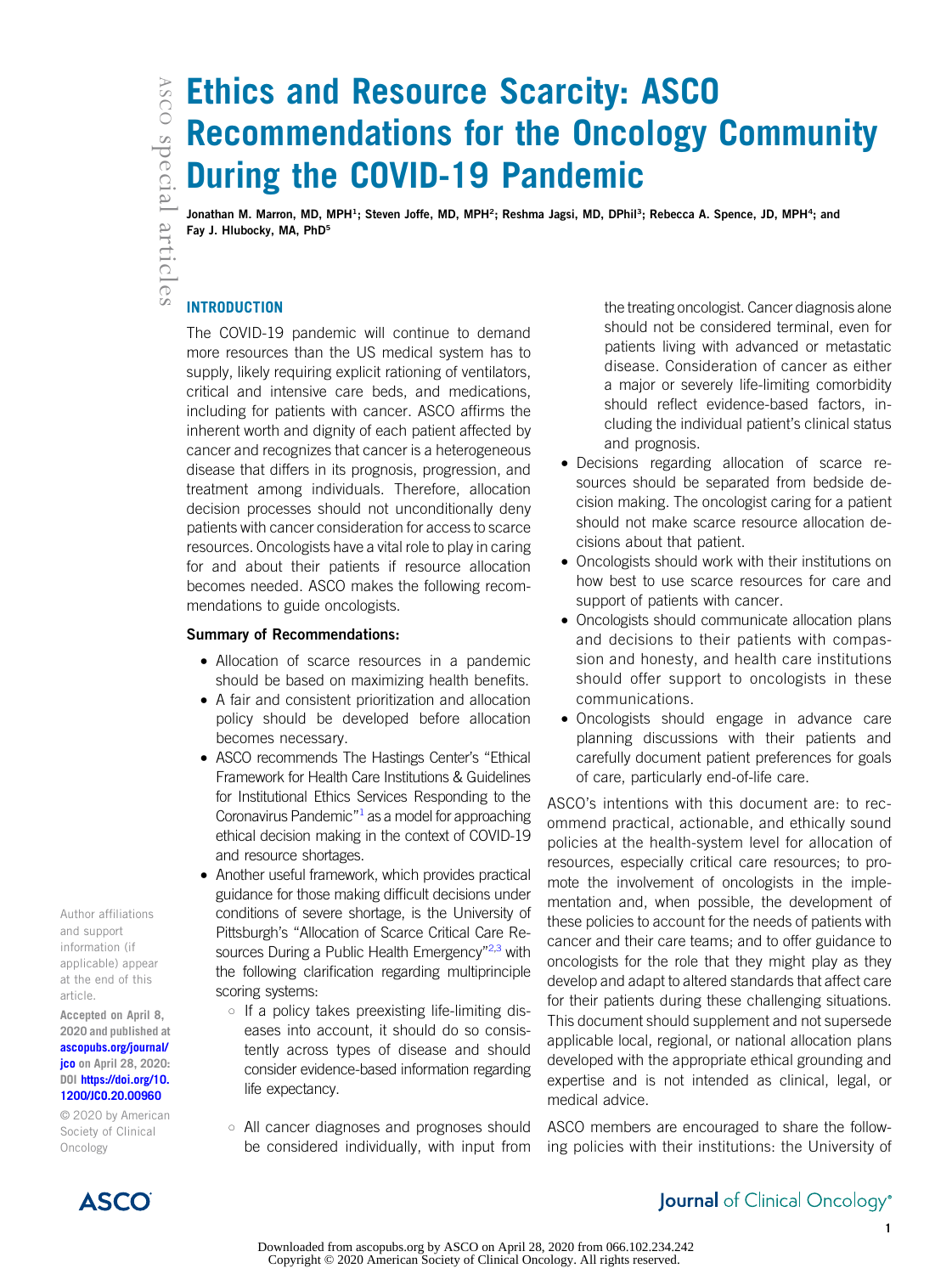# Ethics and Resource Scarcity: ASCO Recommendations for the Oncology Community During the COVID-19 Pandemic

Jonathan M. Marron, MD, MPH[1]; Steven Joffe, MD, MPH[2]; Reshma Jagsi, MD, DPhil[3]; Rebecca A. Spence, JD, MPH[4]; and Fay J. Hlubocky, MA, PhD[5]

## INTRODUCTION

The COVID-19 pandemic will continue to demand more resources than the US medical system has to supply, likely requiring explicit rationing of ventilators, critical and intensive care beds, and medications, including for patients with cancer. ASCO affirms the inherent worth and dignity of each patient affected by cancer and recognizes that cancer is a heterogeneous disease that differs in its prognosis, progression, and treatment among individuals. Therefore, allocation decision processes should not unconditionally deny patients with cancer consideration for access to scarce resources. Oncologists have a vital role to play in caring for and about their patients if resource allocation becomes needed. ASCO makes the following recommendations to guide oncologists.

**Summary of Recommendations:**

- Allocation of scarce resources in a pandemic should be based on maximizing health benefits.
- A fair and consistent prioritization and allocation policy should be developed before allocation becomes necessary.
- ASCO recommends The Hastings Center's "Ethical Framework for Health Care Institutions & Guidelines for Institutional Ethics Services Responding to the Coronavirus Pandemic"[1] as a model for approaching ethical decision making in the context of COVID-19 and resource shortages.
- Another useful framework, which provides practical guidance for those making difficult decisions under conditions of severe shortage, is the University of Pittsburgh's "Allocation of Scarce Critical Care Resources During a Public Health Emergency"[2,3] with the following clarification regarding multiprinciple scoring systems:
  - If a policy takes preexisting life-limiting diseases into account, it should do so consistently across types of disease and should consider evidence-based information regarding life expectancy.
  - All cancer diagnoses and prognoses should be considered individually, with input from the treating oncologist. Cancer diagnosis alone should not be considered terminal, even for patients living with advanced or metastatic disease. Consideration of cancer as either a major or severely life-limiting comorbidity should reflect evidence-based factors, including the individual patient's clinical status and prognosis.
- Decisions regarding allocation of scarce resources should be separated from bedside decision making. The oncologist caring for a patient should not make scarce resource allocation decisions about that patient.
- Oncologists should work with their institutions on how best to use scarce resources for care and support of patients with cancer.
- Oncologists should communicate allocation plans and decisions to their patients with compassion and honesty, and health care institutions should offer support to oncologists in these communications.
- Oncologists should engage in advance care planning discussions with their patients and carefully document patient preferences for goals of care, particularly end-of-life care.

ASCO's intentions with this document are: to recommend practical, actionable, and ethically sound policies at the health-system level for allocation of resources, especially critical care resources; to promote the involvement of oncologists in the implementation and, when possible, the development of these policies to account for the needs of patients with cancer and their care teams; and to offer guidance to oncologists for the role that they might play as they develop and adapt to altered standards that affect care for their patients during these challenging situations. This document should supplement and not supersede applicable local, regional, or national allocation plans developed with the appropriate ethical grounding and expertise and is not intended as clinical, legal, or medical advice.

ASCO members are encouraged to share the following policies with their institutions: the University of

Author affiliations and support information (if applicable) appear at the end of this article.

Accepted on April 8, 2020 and published at ascopubs.org/journal/jco on April 28, 2020: DOI https://doi.org/10.1200/JCO.20.00960

© 2020 by American Society of Clinical Oncology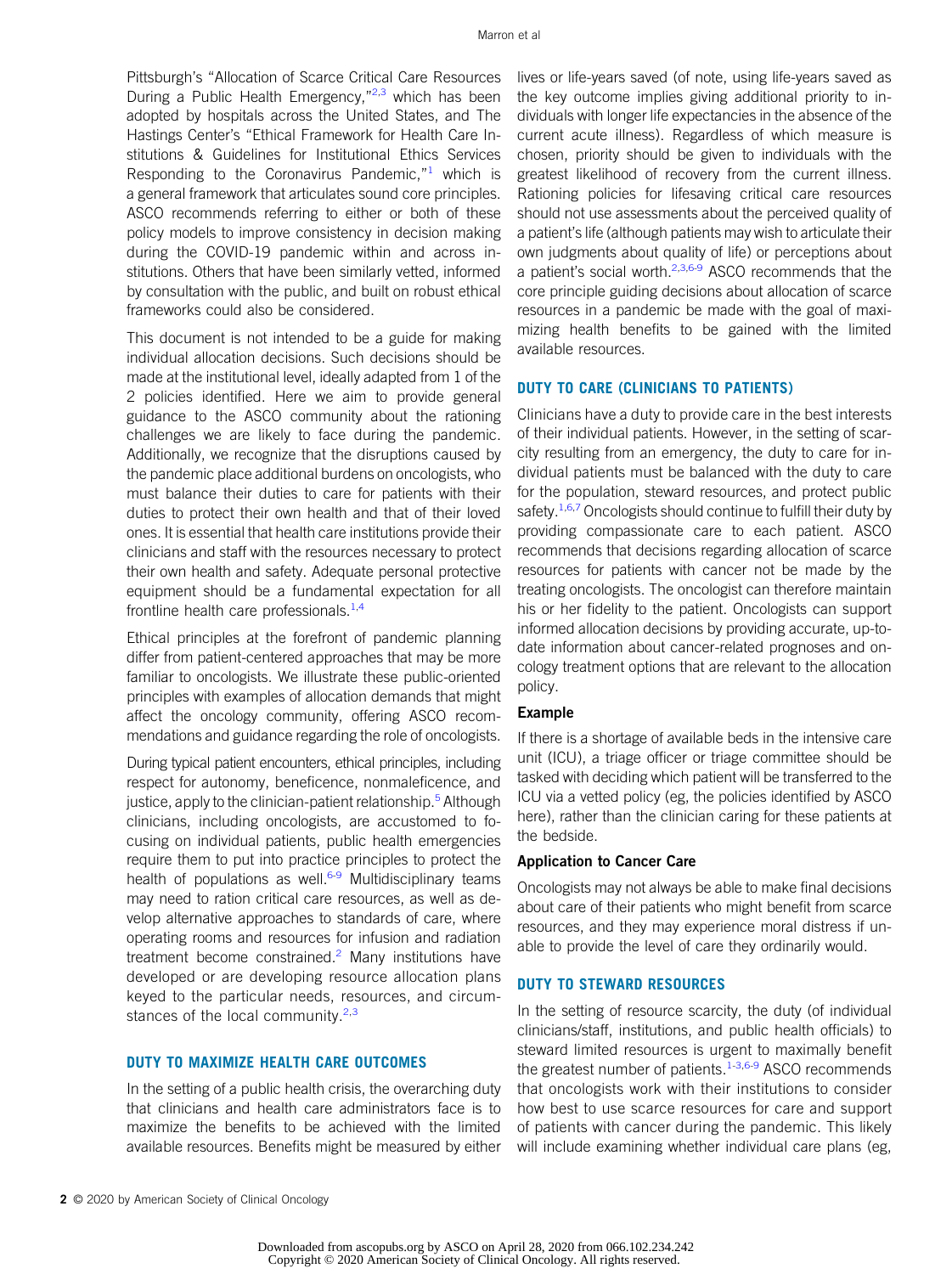Pittsburgh's "Allocation of Scarce Critical Care Resources During a Public Health Emergency,"[2,3] which has been adopted by hospitals across the United States, and The Hastings Center's "Ethical Framework for Health Care Institutions & Guidelines for Institutional Ethics Services Responding to the Coronavirus Pandemic,"[1] which is a general framework that articulates sound core principles. ASCO recommends referring to either or both of these policy models to improve consistency in decision making during the COVID-19 pandemic within and across institutions. Others that have been similarly vetted, informed by consultation with the public, and built on robust ethical frameworks could also be considered.

This document is not intended to be a guide for making individual allocation decisions. Such decisions should be made at the institutional level, ideally adapted from 1 of the 2 policies identified. Here we aim to provide general guidance to the ASCO community about the rationing challenges we are likely to face during the pandemic. Additionally, we recognize that the disruptions caused by the pandemic place additional burdens on oncologists, who must balance their duties to care for patients with their duties to protect their own health and that of their loved ones. It is essential that health care institutions provide their clinicians and staff with the resources necessary to protect their own health and safety. Adequate personal protective equipment should be a fundamental expectation for all frontline health care professionals.[1,4]

Ethical principles at the forefront of pandemic planning differ from patient-centered approaches that may be more familiar to oncologists. We illustrate these public-oriented principles with examples of allocation demands that might affect the oncology community, offering ASCO recommendations and guidance regarding the role of oncologists.

During typical patient encounters, ethical principles, including respect for autonomy, beneficence, nonmaleficence, and justice, apply to the clinician-patient relationship.[5] Although clinicians, including oncologists, are accustomed to focusing on individual patients, public health emergencies require them to put into practice principles to protect the health of populations as well.[6-9] Multidisciplinary teams may need to ration critical care resources, as well as develop alternative approaches to standards of care, where operating rooms and resources for infusion and radiation treatment become constrained.[2] Many institutions have developed or are developing resource allocation plans keyed to the particular needs, resources, and circumstances of the local community.[2,3]

## DUTY TO MAXIMIZE HEALTH CARE OUTCOMES

In the setting of a public health crisis, the overarching duty that clinicians and health care administrators face is to maximize the benefits to be achieved with the limited available resources. Benefits might be measured by either lives or life-years saved (of note, using life-years saved as the key outcome implies giving additional priority to individuals with longer life expectancies in the absence of the current acute illness). Regardless of which measure is chosen, priority should be given to individuals with the greatest likelihood of recovery from the current illness. Rationing policies for lifesaving critical care resources should not use assessments about the perceived quality of a patient's life (although patients may wish to articulate their own judgments about quality of life) or perceptions about a patient's social worth.[2,3,6-9] ASCO recommends that the core principle guiding decisions about allocation of scarce resources in a pandemic be made with the goal of maximizing health benefits to be gained with the limited available resources.

## DUTY TO CARE (CLINICIANS TO PATIENTS)

Clinicians have a duty to provide care in the best interests of their individual patients. However, in the setting of scarcity resulting from an emergency, the duty to care for individual patients must be balanced with the duty to care for the population, steward resources, and protect public safety.[1,6,7] Oncologists should continue to fulfill their duty by providing compassionate care to each patient. ASCO recommends that decisions regarding allocation of scarce resources for patients with cancer not be made by the treating oncologists. The oncologist can therefore maintain his or her fidelity to the patient. Oncologists can support informed allocation decisions by providing accurate, up-to-date information about cancer-related prognoses and oncology treatment options that are relevant to the allocation policy.

### Example

If there is a shortage of available beds in the intensive care unit (ICU), a triage officer or triage committee should be tasked with deciding which patient will be transferred to the ICU via a vetted policy (eg, the policies identified by ASCO here), rather than the clinician caring for these patients at the bedside.

### Application to Cancer Care

Oncologists may not always be able to make final decisions about care of their patients who might benefit from scarce resources, and they may experience moral distress if unable to provide the level of care they ordinarily would.

## DUTY TO STEWARD RESOURCES

In the setting of resource scarcity, the duty (of individual clinicians/staff, institutions, and public health officials) to steward limited resources is urgent to maximally benefit the greatest number of patients.[1-3,6-9] ASCO recommends that oncologists work with their institutions to consider how best to use scarce resources for care and support of patients with cancer during the pandemic. This likely will include examining whether individual care plans (eg,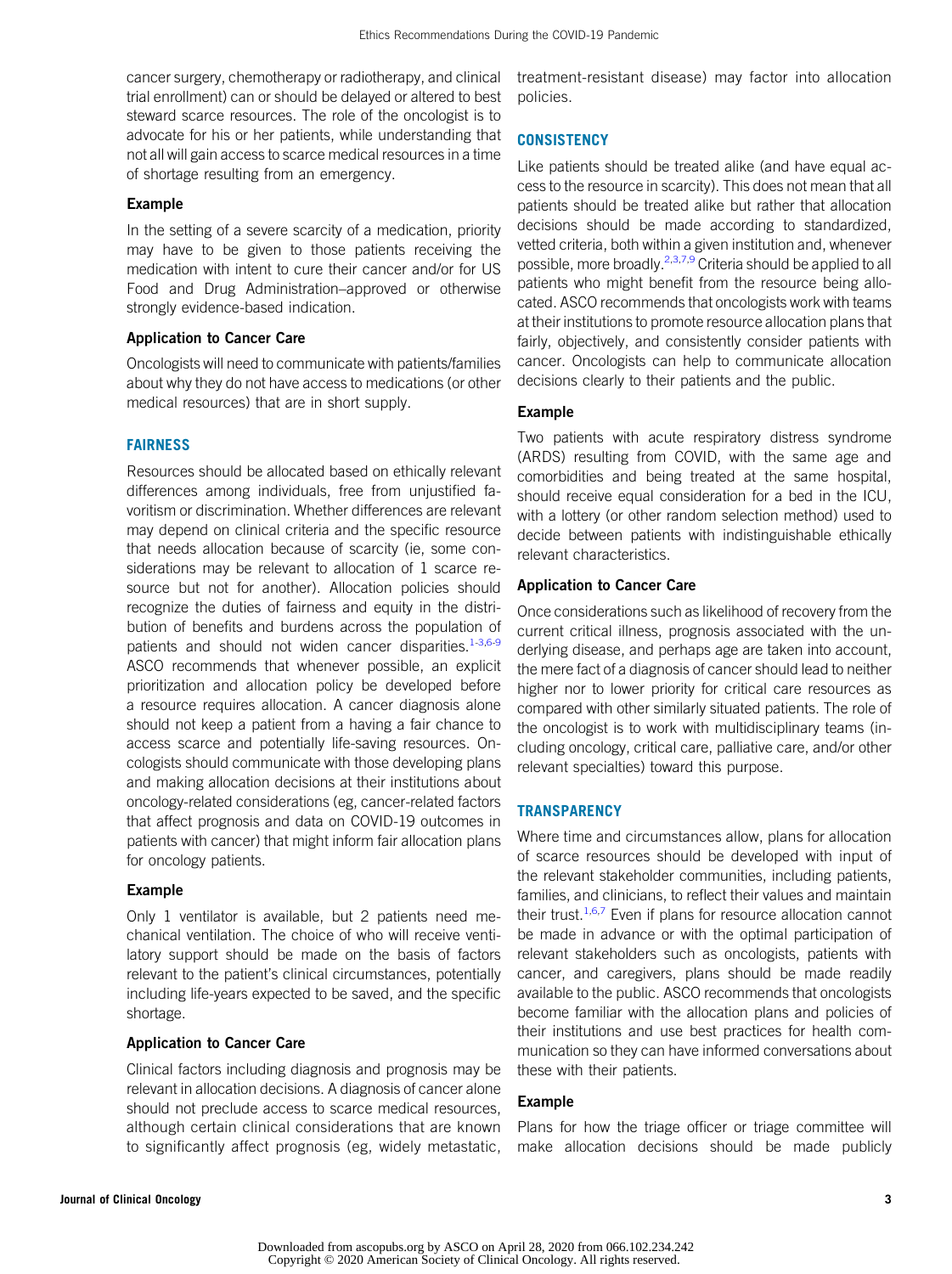cancer surgery, chemotherapy or radiotherapy, and clinical trial enrollment) can or should be delayed or altered to best steward scarce resources. The role of the oncologist is to advocate for his or her patients, while understanding that not all will gain access to scarce medical resources in a time of shortage resulting from an emergency.

### Example

In the setting of a severe scarcity of a medication, priority may have to be given to those patients receiving the medication with intent to cure their cancer and/or for US Food and Drug Administration–approved or otherwise strongly evidence-based indication.

### Application to Cancer Care

Oncologists will need to communicate with patients/families about why they do not have access to medications (or other medical resources) that are in short supply.

## FAIRNESS

Resources should be allocated based on ethically relevant differences among individuals, free from unjustified favoritism or discrimination. Whether differences are relevant may depend on clinical criteria and the specific resource that needs allocation because of scarcity (ie, some considerations may be relevant to allocation of 1 scarce resource but not for another). Allocation policies should recognize the duties of fairness and equity in the distribution of benefits and burdens across the population of patients and should not widen cancer disparities.[1-3,6-9] ASCO recommends that whenever possible, an explicit prioritization and allocation policy be developed before a resource requires allocation. A cancer diagnosis alone should not keep a patient from a having a fair chance to access scarce and potentially life-saving resources. Oncologists should communicate with those developing plans and making allocation decisions at their institutions about oncology-related considerations (eg, cancer-related factors that affect prognosis and data on COVID-19 outcomes in patients with cancer) that might inform fair allocation plans for oncology patients.

### Example

Only 1 ventilator is available, but 2 patients need mechanical ventilation. The choice of who will receive ventilatory support should be made on the basis of factors relevant to the patient's clinical circumstances, potentially including life-years expected to be saved, and the specific shortage.

### Application to Cancer Care

Clinical factors including diagnosis and prognosis may be relevant in allocation decisions. A diagnosis of cancer alone should not preclude access to scarce medical resources, although certain clinical considerations that are known to significantly affect prognosis (eg, widely metastatic, treatment-resistant disease) may factor into allocation policies.

## CONSISTENCY

Like patients should be treated alike (and have equal access to the resource in scarcity). This does not mean that all patients should be treated alike but rather that allocation decisions should be made according to standardized, vetted criteria, both within a given institution and, whenever possible, more broadly.[2,3,7,9] Criteria should be applied to all patients who might benefit from the resource being allocated. ASCO recommends that oncologists work with teams at their institutions to promote resource allocation plans that fairly, objectively, and consistently consider patients with cancer. Oncologists can help to communicate allocation decisions clearly to their patients and the public.

### Example

Two patients with acute respiratory distress syndrome (ARDS) resulting from COVID, with the same age and comorbidities and being treated at the same hospital, should receive equal consideration for a bed in the ICU, with a lottery (or other random selection method) used to decide between patients with indistinguishable ethically relevant characteristics.

### Application to Cancer Care

Once considerations such as likelihood of recovery from the current critical illness, prognosis associated with the underlying disease, and perhaps age are taken into account, the mere fact of a diagnosis of cancer should lead to neither higher nor to lower priority for critical care resources as compared with other similarly situated patients. The role of the oncologist is to work with multidisciplinary teams (including oncology, critical care, palliative care, and/or other relevant specialties) toward this purpose.

## TRANSPARENCY

Where time and circumstances allow, plans for allocation of scarce resources should be developed with input of the relevant stakeholder communities, including patients, families, and clinicians, to reflect their values and maintain their trust.[1,6,7] Even if plans for resource allocation cannot be made in advance or with the optimal participation of relevant stakeholders such as oncologists, patients with cancer, and caregivers, plans should be made readily available to the public. ASCO recommends that oncologists become familiar with the allocation plans and policies of their institutions and use best practices for health communication so they can have informed conversations about these with their patients.

### Example

Plans for how the triage officer or triage committee will make allocation decisions should be made publicly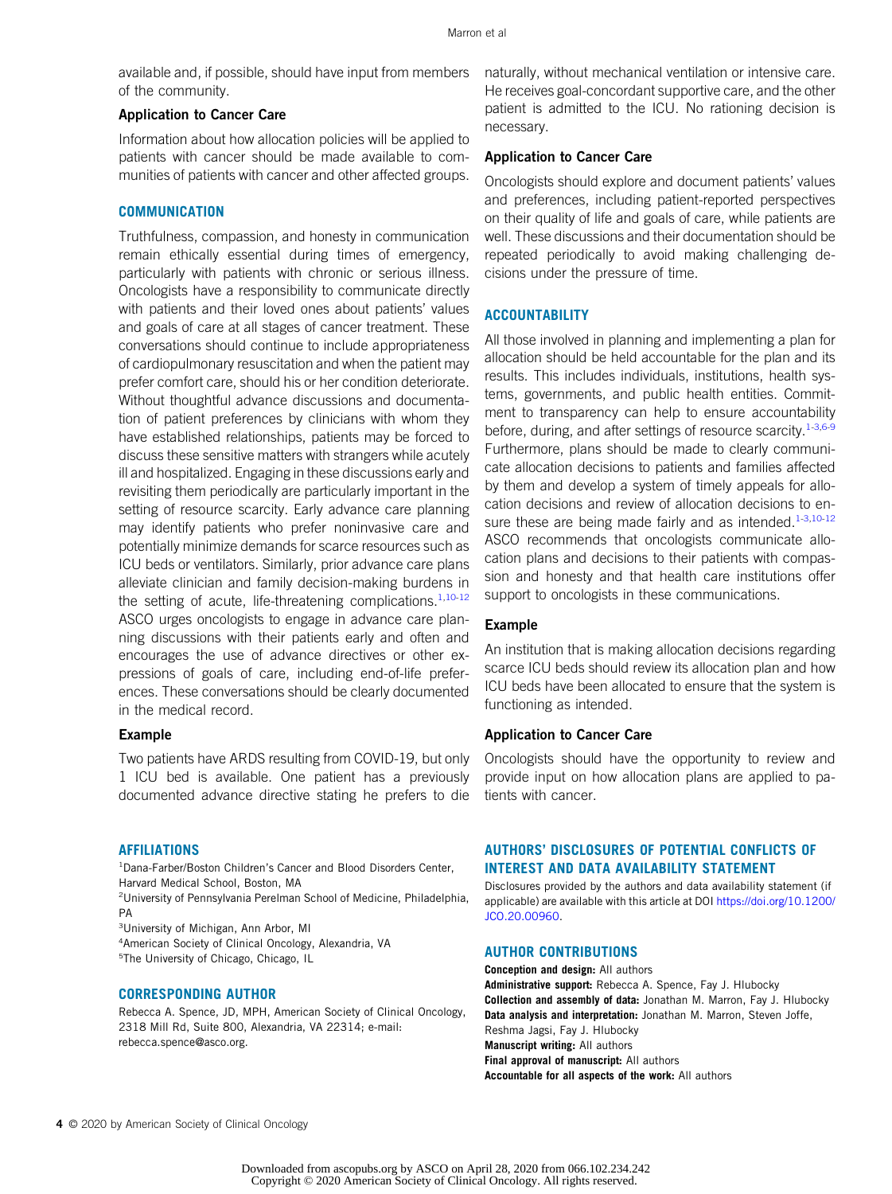available and, if possible, should have input from members of the community.

### Application to Cancer Care

Information about how allocation policies will be applied to patients with cancer should be made available to communities of patients with cancer and other affected groups.

## COMMUNICATION

Truthfulness, compassion, and honesty in communication remain ethically essential during times of emergency, particularly with patients with chronic or serious illness. Oncologists have a responsibility to communicate directly with patients and their loved ones about patients' values and goals of care at all stages of cancer treatment. These conversations should continue to include appropriateness of cardiopulmonary resuscitation and when the patient may prefer comfort care, should his or her condition deteriorate. Without thoughtful advance discussions and documentation of patient preferences by clinicians with whom they have established relationships, patients may be forced to discuss these sensitive matters with strangers while acutely ill and hospitalized. Engaging in these discussions early and revisiting them periodically are particularly important in the setting of resource scarcity. Early advance care planning may identify patients who prefer noninvasive care and potentially minimize demands for scarce resources such as ICU beds or ventilators. Similarly, prior advance care plans alleviate clinician and family decision-making burdens in the setting of acute, life-threatening complications.[1,10-12] ASCO urges oncologists to engage in advance care planning discussions with their patients early and often and encourages the use of advance directives or other expressions of goals of care, including end-of-life preferences. These conversations should be clearly documented in the medical record.

### Example

Two patients have ARDS resulting from COVID-19, but only 1 ICU bed is available. One patient has a previously documented advance directive stating he prefers to die naturally, without mechanical ventilation or intensive care. He receives goal-concordant supportive care, and the other patient is admitted to the ICU. No rationing decision is necessary.

### Application to Cancer Care

Oncologists should explore and document patients' values and preferences, including patient-reported perspectives on their quality of life and goals of care, while patients are well. These discussions and their documentation should be repeated periodically to avoid making challenging decisions under the pressure of time.

## ACCOUNTABILITY

All those involved in planning and implementing a plan for allocation should be held accountable for the plan and its results. This includes individuals, institutions, health systems, governments, and public health entities. Commitment to transparency can help to ensure accountability before, during, and after settings of resource scarcity.[1-3,6-9] Furthermore, plans should be made to clearly communicate allocation decisions to patients and families affected by them and develop a system of timely appeals for allocation decisions and review of allocation decisions to ensure these are being made fairly and as intended.[1-3,10-12] ASCO recommends that oncologists communicate allocation plans and decisions to their patients with compassion and honesty and that health care institutions offer support to oncologists in these communications.

### Example

An institution that is making allocation decisions regarding scarce ICU beds should review its allocation plan and how ICU beds have been allocated to ensure that the system is functioning as intended.

### Application to Cancer Care

Oncologists should have the opportunity to review and provide input on how allocation plans are applied to patients with cancer.

## AFFILIATIONS

[1]Dana-Farber/Boston Children's Cancer and Blood Disorders Center, Harvard Medical School, Boston, MA
[2]University of Pennsylvania Perelman School of Medicine, Philadelphia, PA
[3]University of Michigan, Ann Arbor, MI
[4]American Society of Clinical Oncology, Alexandria, VA
[5]The University of Chicago, Chicago, IL

## CORRESPONDING AUTHOR

Rebecca A. Spence, JD, MPH, American Society of Clinical Oncology, 2318 Mill Rd, Suite 800, Alexandria, VA 22314; e-mail: rebecca.spence@asco.org.

## AUTHORS' DISCLOSURES OF POTENTIAL CONFLICTS OF INTEREST AND DATA AVAILABILITY STATEMENT

Disclosures provided by the authors and data availability statement (if applicable) are available with this article at DOI https://doi.org/10.1200/JCO.20.00960.

## AUTHOR CONTRIBUTIONS

**Conception and design:** All authors
**Administrative support:** Rebecca A. Spence, Fay J. Hlubocky
**Collection and assembly of data:** Jonathan M. Marron, Fay J. Hlubocky
**Data analysis and interpretation:** Jonathan M. Marron, Steven Joffe, Reshma Jagsi, Fay J. Hlubocky
**Manuscript writing:** All authors
**Final approval of manuscript:** All authors
**Accountable for all aspects of the work:** All authors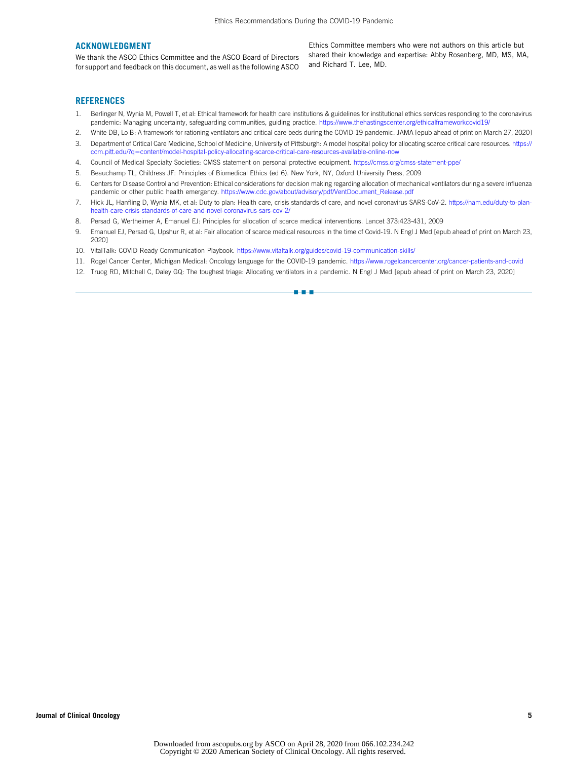## ACKNOWLEDGMENT

We thank the ASCO Ethics Committee and the ASCO Board of Directors for support and feedback on this document, as well as the following ASCO Ethics Committee members who were not authors on this article but shared their knowledge and expertise: Abby Rosenberg, MD, MS, MA, and Richard T. Lee, MD.

## REFERENCES

1. Berlinger N, Wynia M, Powell T, et al: Ethical framework for health care institutions & guidelines for institutional ethics services responding to the coronavirus pandemic: Managing uncertainty, safeguarding communities, guiding practice. https://www.thehastingscenter.org/ethicalframeworkcovid19/
2. White DB, Lo B: A framework for rationing ventilators and critical care beds during the COVID-19 pandemic. JAMA [epub ahead of print on March 27, 2020]
3. Department of Critical Care Medicine, School of Medicine, University of Pittsburgh: A model hospital policy for allocating scarce critical care resources. https://ccm.pitt.edu/?q=content/model-hospital-policy-allocating-scarce-critical-care-resources-available-online-now
4. Council of Medical Specialty Societies: CMSS statement on personal protective equipment. https://cmss.org/cmss-statement-ppe/
5. Beauchamp TL, Childress JF: Principles of Biomedical Ethics (ed 6). New York, NY, Oxford University Press, 2009
6. Centers for Disease Control and Prevention: Ethical considerations for decision making regarding allocation of mechanical ventilators during a severe influenza pandemic or other public health emergency. https://www.cdc.gov/about/advisory/pdf/VentDocument_Release.pdf
7. Hick JL, Hanfling D, Wynia MK, et al: Duty to plan: Health care, crisis standards of care, and novel coronavirus SARS-CoV-2. https://nam.edu/duty-to-plan-health-care-crisis-standards-of-care-and-novel-coronavirus-sars-cov-2/
8. Persad G, Wertheimer A, Emanuel EJ: Principles for allocation of scarce medical interventions. Lancet 373:423-431, 2009
9. Emanuel EJ, Persad G, Upshur R, et al: Fair allocation of scarce medical resources in the time of Covid-19. N Engl J Med [epub ahead of print on March 23, 2020]
10. VitalTalk: COVID Ready Communication Playbook. https://www.vitaltalk.org/guides/covid-19-communication-skills/
11. Rogel Cancer Center, Michigan Medical: Oncology language for the COVID-19 pandemic. https://www.rogelcancercenter.org/cancer-patients-and-covid
12. Truog RD, Mitchell C, Daley GQ: The toughest triage: Allocating ventilators in a pandemic. N Engl J Med [epub ahead of print on March 23, 2020]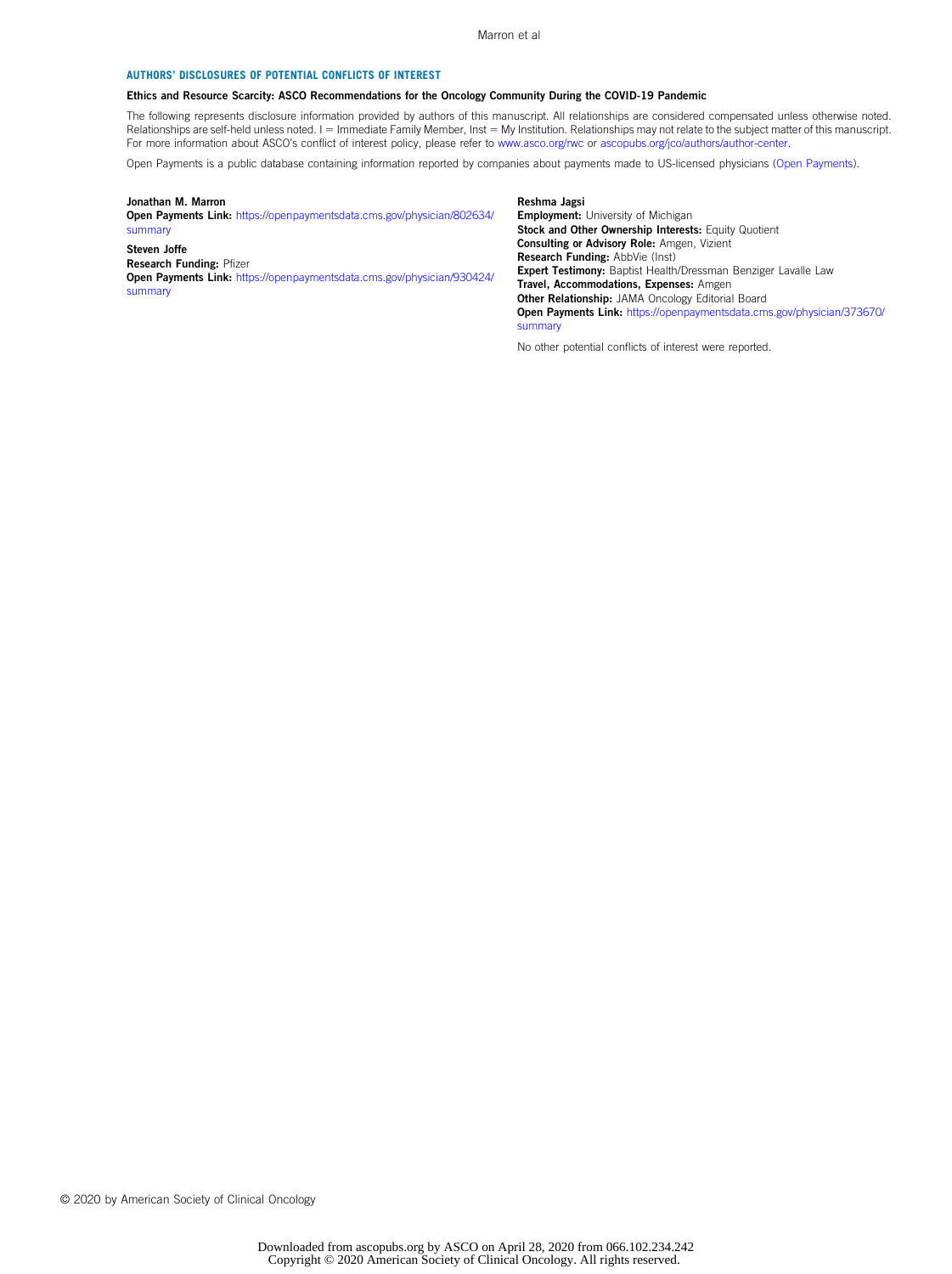## AUTHORS' DISCLOSURES OF POTENTIAL CONFLICTS OF INTEREST

**Ethics and Resource Scarcity: ASCO Recommendations for the Oncology Community During the COVID-19 Pandemic**

The following represents disclosure information provided by authors of this manuscript. All relationships are considered compensated unless otherwise noted. Relationships are self-held unless noted. I = Immediate Family Member, Inst = My Institution. Relationships may not relate to the subject matter of this manuscript. For more information about ASCO's conflict of interest policy, please refer to www.asco.org/rwc or ascopubs.org/jco/authors/author-center.

Open Payments is a public database containing information reported by companies about payments made to US-licensed physicians (Open Payments).

**Jonathan M. Marron**
**Open Payments Link:** https://openpaymentsdata.cms.gov/physician/802634/summary

**Steven Joffe**
**Research Funding:** Pfizer
**Open Payments Link:** https://openpaymentsdata.cms.gov/physician/930424/summary

**Reshma Jagsi**
**Employment:** University of Michigan
**Stock and Other Ownership Interests:** Equity Quotient
**Consulting or Advisory Role:** Amgen, Vizient
**Research Funding:** AbbVie (Inst)
**Expert Testimony:** Baptist Health/Dressman Benziger Lavalle Law
**Travel, Accommodations, Expenses:** Amgen
**Other Relationship:** JAMA Oncology Editorial Board
**Open Payments Link:** https://openpaymentsdata.cms.gov/physician/373670/summary

No other potential conflicts of interest were reported.